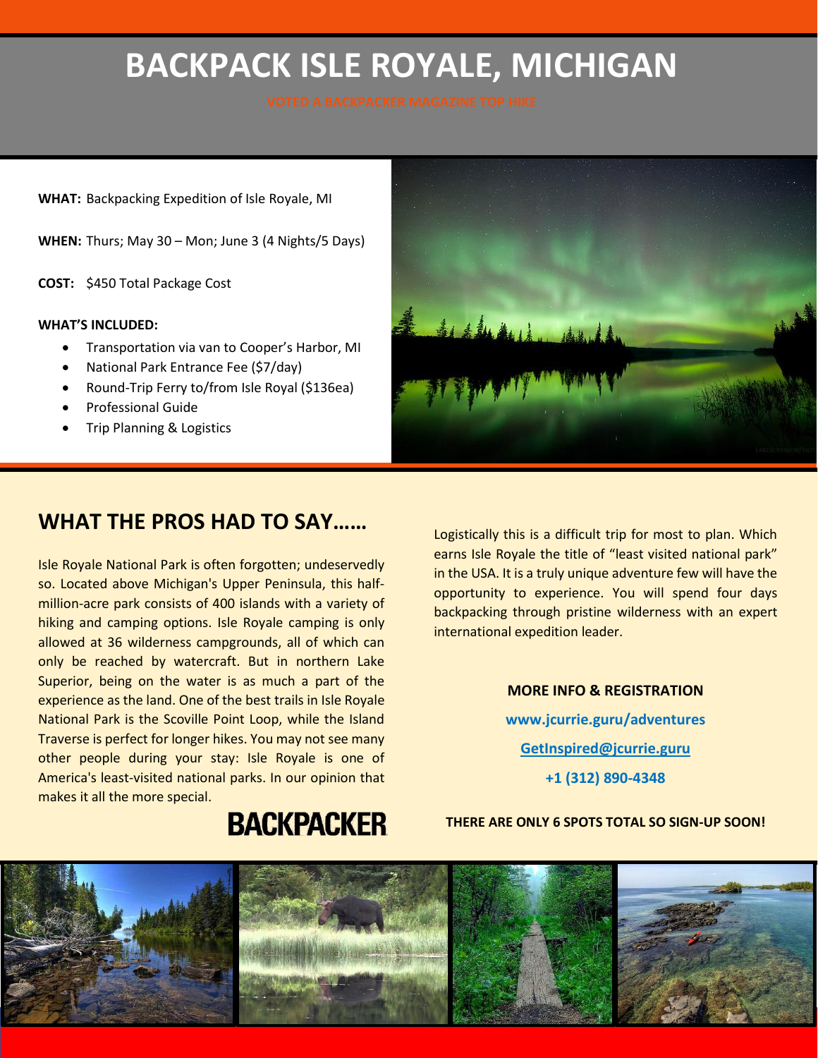# BACKPACK ISLE ROYALE, MICHIGAN

VOTED A BACKPACKER MAGAZINE TOP HIKE

**WHAT:** Backpacking Expedition of Isle Royale, MI

**WHEN:** Thurs; May 30 – Mon; June 3 (4 Nights/5 Days)

**COST:** $450 Total Package Cost

**WHAT'S INCLUDED:**

- Transportation via van to Cooper's Harbor, MI
- National Park Entrance Fee ($7/day)
- Round-Trip Ferry to/from Isle Royal ($136ea)
- Professional Guide
- Trip Planning & Logistics

## WHAT THE PROS HAD TO SAY……

Isle Royale National Park is often forgotten; undeservedly so. Located above Michigan's Upper Peninsula, this half-million-acre park consists of 400 islands with a variety of hiking and camping options. Isle Royale camping is only allowed at 36 wilderness campgrounds, all of which can only be reached by watercraft. But in northern Lake Superior, being on the water is as much a part of the experience as the land. One of the best trails in Isle Royale National Park is the Scoville Point Loop, while the Island Traverse is perfect for longer hikes. You may not see many other people during your stay: Isle Royale is one of America's least-visited national parks. In our opinion that makes it all the more special.

BACKPACKER

Logistically this is a difficult trip for most to plan. Which earns Isle Royale the title of "least visited national park" in the USA. It is a truly unique adventure few will have the opportunity to experience. You will spend four days backpacking through pristine wilderness with an expert international expedition leader.

**MORE INFO & REGISTRATION**

**www.jcurrie.guru/adventures**

**GetInspired@jcurrie.guru**

**+1 (312) 890-4348**

**THERE ARE ONLY 6 SPOTS TOTAL SO SIGN-UP SOON!**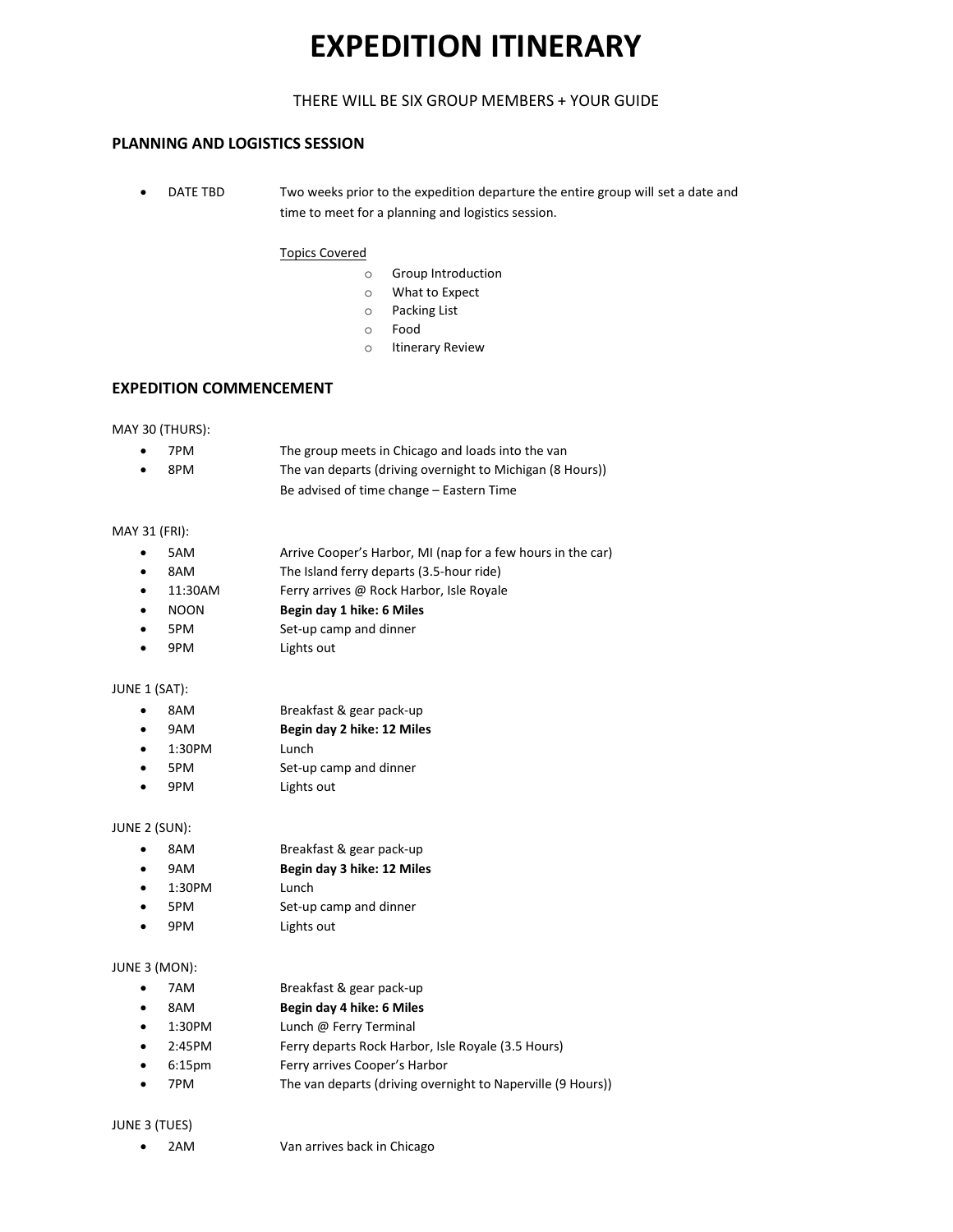# EXPEDITION ITINERARY

THERE WILL BE SIX GROUP MEMBERS + YOUR GUIDE

### PLANNING AND LOGISTICS SESSION

- DATE TBD — Two weeks prior to the expedition departure the entire group will set a date and time to meet for a planning and logistics session.

  Topics Covered
  - Group Introduction
  - What to Expect
  - Packing List
  - Food
  - Itinerary Review

### EXPEDITION COMMENCEMENT

MAY 30 (THURS):

- 7PM — The group meets in Chicago and loads into the van
- 8PM — The van departs (driving overnight to Michigan (8 Hours))
  Be advised of time change – Eastern Time

MAY 31 (FRI):

- 5AM — Arrive Cooper's Harbor, MI (nap for a few hours in the car)
- 8AM — The Island ferry departs (3.5-hour ride)
- 11:30AM — Ferry arrives @ Rock Harbor, Isle Royale
- NOON — **Begin day 1 hike: 6 Miles**
- 5PM — Set-up camp and dinner
- 9PM — Lights out

JUNE 1 (SAT):

- 8AM — Breakfast & gear pack-up
- 9AM — **Begin day 2 hike: 12 Miles**
- 1:30PM — Lunch
- 5PM — Set-up camp and dinner
- 9PM — Lights out

JUNE 2 (SUN):

- 8AM — Breakfast & gear pack-up
- 9AM — **Begin day 3 hike: 12 Miles**
- 1:30PM — Lunch
- 5PM — Set-up camp and dinner
- 9PM — Lights out

JUNE 3 (MON):

- 7AM — Breakfast & gear pack-up
- 8AM — **Begin day 4 hike: 6 Miles**
- 1:30PM — Lunch @ Ferry Terminal
- 2:45PM — Ferry departs Rock Harbor, Isle Royale (3.5 Hours)
- 6:15pm — Ferry arrives Cooper's Harbor
- 7PM — The van departs (driving overnight to Naperville (9 Hours))

JUNE 3 (TUES)

- 2AM — Van arrives back in Chicago